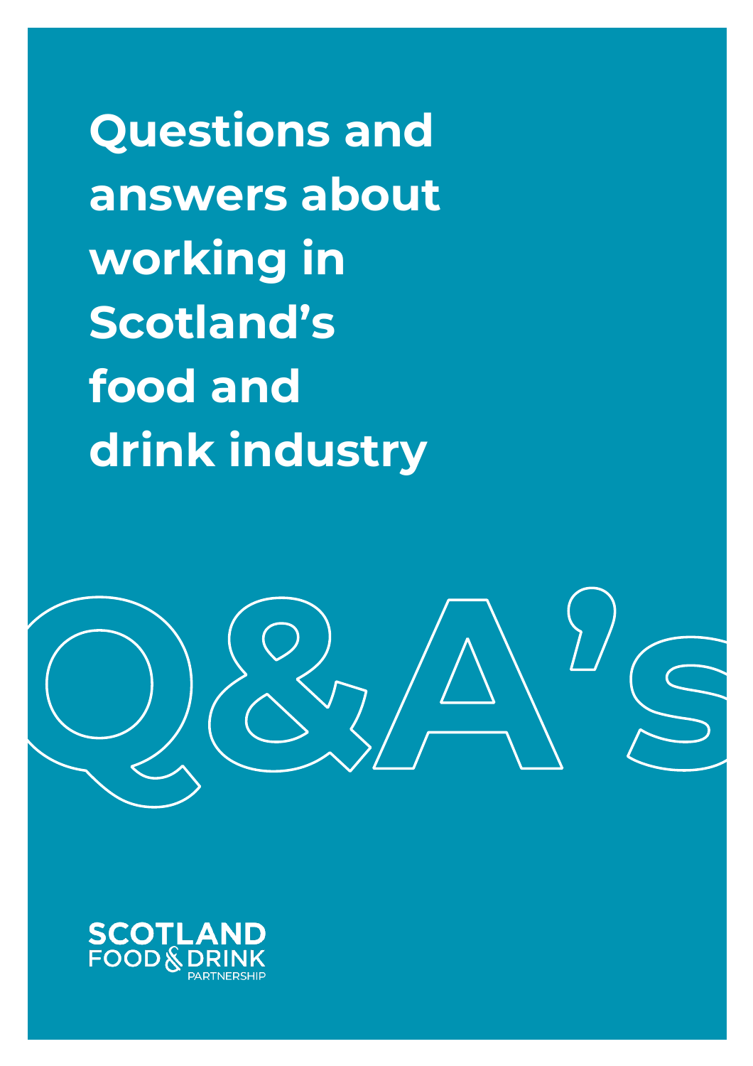# Questions and answers about working in Scotland's food and drink industry

Q&A's

SCOTLAND FOOD & DRINK PARTNERSHIP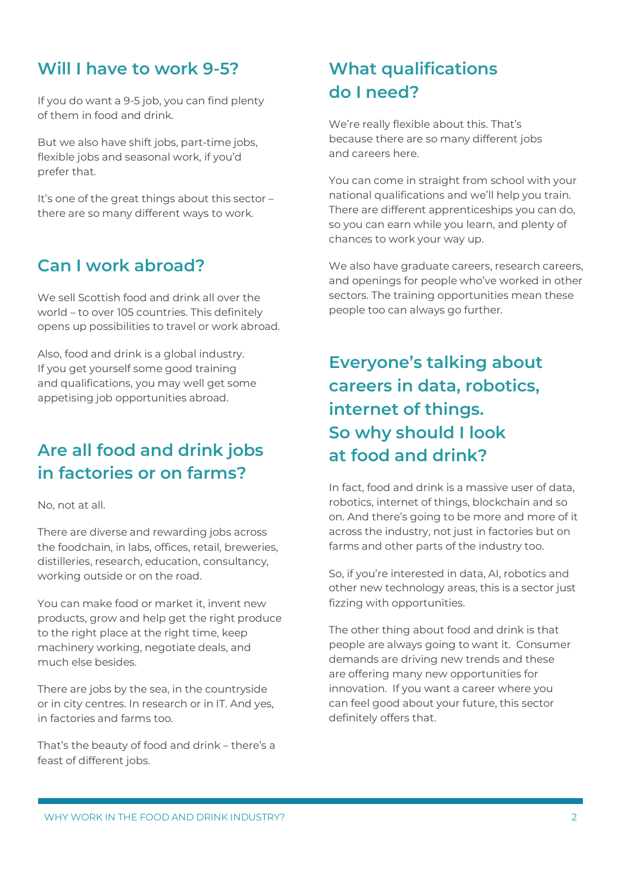## Will I have to work 9-5?

If you do want a 9-5 job, you can find plenty of them in food and drink.

But we also have shift jobs, part-time jobs, flexible jobs and seasonal work, if you'd prefer that.

It's one of the great things about this sector – there are so many different ways to work.

## Can I work abroad?

We sell Scottish food and drink all over the world – to over 105 countries. This definitely opens up possibilities to travel or work abroad.

Also, food and drink is a global industry. If you get yourself some good training and qualifications, you may well get some appetising job opportunities abroad.

## Are all food and drink jobs in factories or on farms?

No, not at all.

There are diverse and rewarding jobs across the foodchain, in labs, offices, retail, breweries, distilleries, research, education, consultancy, working outside or on the road.

You can make food or market it, invent new products, grow and help get the right produce to the right place at the right time, keep machinery working, negotiate deals, and much else besides.

There are jobs by the sea, in the countryside or in city centres. In research or in IT. And yes, in factories and farms too.

That's the beauty of food and drink – there's a feast of different jobs.

## What qualifications do I need?

We're really flexible about this. That's because there are so many different jobs and careers here.

You can come in straight from school with your national qualifications and we'll help you train. There are different apprenticeships you can do, so you can earn while you learn, and plenty of chances to work your way up.

We also have graduate careers, research careers, and openings for people who've worked in other sectors. The training opportunities mean these people too can always go further.

## Everyone's talking about careers in data, robotics, internet of things. So why should I look at food and drink?

In fact, food and drink is a massive user of data, robotics, internet of things, blockchain and so on. And there's going to be more and more of it across the industry, not just in factories but on farms and other parts of the industry too.

So, if you're interested in data, AI, robotics and other new technology areas, this is a sector just fizzing with opportunities.

The other thing about food and drink is that people are always going to want it. Consumer demands are driving new trends and these are offering many new opportunities for innovation. If you want a career where you can feel good about your future, this sector definitely offers that.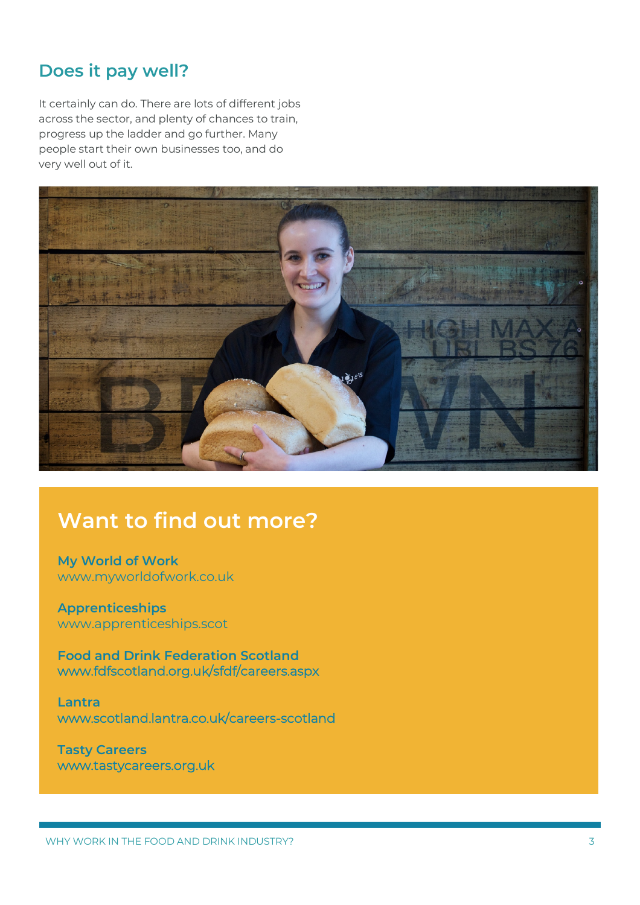## Does it pay well?

It certainly can do. There are lots of different jobs across the sector, and plenty of chances to train, progress up the ladder and go further. Many people start their own businesses too, and do very well out of it.

## Want to find out more?

**My World of Work**
www.myworldofwork.co.uk

**Apprenticeships**
www.apprenticeships.scot

**Food and Drink Federation Scotland**
www.fdfscotland.org.uk/sfdf/careers.aspx

**Lantra**
www.scotland.lantra.co.uk/careers-scotland

**Tasty Careers**
www.tastycareers.org.uk